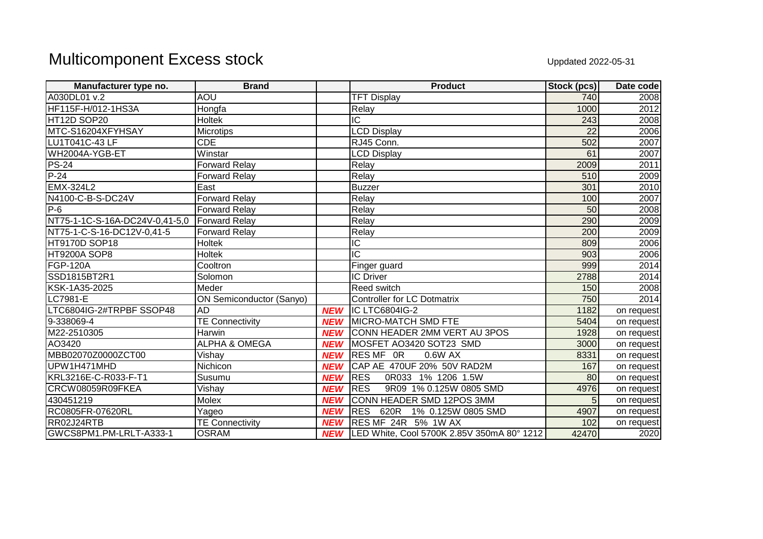# Multicomponent Excess stock

Uppdated 2022-05-31

| Manufacturer type no. | Brand | | Product | Stock (pcs) | Date code |
|---|---|---|---|---|---|
| A030DL01 v.2 | AOU | | TFT Display | 740 | 2008 |
| HF115F-H/012-1HS3A | Hongfa | | Relay | 1000 | 2012 |
| HT12D SOP20 | Holtek | | IC | 243 | 2008 |
| MTC-S16204XFYHSAY | Microtips | | LCD Display | 22 | 2006 |
| LU1T041C-43 LF | CDE | | RJ45 Conn. | 502 | 2007 |
| WH2004A-YGB-ET | Winstar | | LCD Display | 61 | 2007 |
| PS-24 | Forward Relay | | Relay | 2009 | 2011 |
| P-24 | Forward Relay | | Relay | 510 | 2009 |
| EMX-324L2 | East | | Buzzer | 301 | 2010 |
| N4100-C-B-S-DC24V | Forward Relay | | Relay | 100 | 2007 |
| P-6 | Forward Relay | | Relay | 50 | 2008 |
| NT75-1-1C-S-16A-DC24V-0,41-5,0 | Forward Relay | | Relay | 290 | 2009 |
| NT75-1-C-S-16-DC12V-0,41-5 | Forward Relay | | Relay | 200 | 2009 |
| HT9170D SOP18 | Holtek | | IC | 809 | 2006 |
| HT9200A SOP8 | Holtek | | IC | 903 | 2006 |
| FGP-120A | Cooltron | | Finger guard | 999 | 2014 |
| SSD1815BT2R1 | Solomon | | IC Driver | 2788 | 2014 |
| KSK-1A35-2025 | Meder | | Reed switch | 150 | 2008 |
| LC7981-E | ON Semiconductor (Sanyo) | | Controller for LC Dotmatrix | 750 | 2014 |
| LTC6804IG-2#TRPBF SSOP48 | AD | ***NEW*** | IC LTC6804IG-2 | 1182 | on request |
| 9-338069-4 | TE Connectivity | ***NEW*** | MICRO-MATCH SMD FTE | 5404 | on request |
| M22-2510305 | Harwin | ***NEW*** | CONN HEADER 2MM VERT AU 3POS | 1928 | on request |
| AO3420 | ALPHA & OMEGA | ***NEW*** | MOSFET AO3420 SOT23 SMD | 3000 | on request |
| MBB02070Z0000ZCT00 | Vishay | ***NEW*** | RES MF 0R 0.6W AX | 8331 | on request |
| UPW1H471MHD | Nichicon | ***NEW*** | CAP AE 470UF 20% 50V RAD2M | 167 | on request |
| KRL3216E-C-R033-F-T1 | Susumu | ***NEW*** | RES 0R033 1% 1206 1.5W | 80 | on request |
| CRCW08059R09FKEA | Vishay | ***NEW*** | RES 9R09 1% 0.125W 0805 SMD | 4976 | on request |
| 430451219 | Molex | ***NEW*** | CONN HEADER SMD 12POS 3MM | 5 | on request |
| RC0805FR-07620RL | Yageo | ***NEW*** | RES 620R 1% 0.125W 0805 SMD | 4907 | on request |
| RR02J24RTB | TE Connectivity | ***NEW*** | RES MF 24R 5% 1W AX | 102 | on request |
| GWCS8PM1.PM-LRLT-A333-1 | OSRAM | ***NEW*** | LED White, Cool 5700K 2.85V 350mA 80° 1212 | 42470 | 2020 |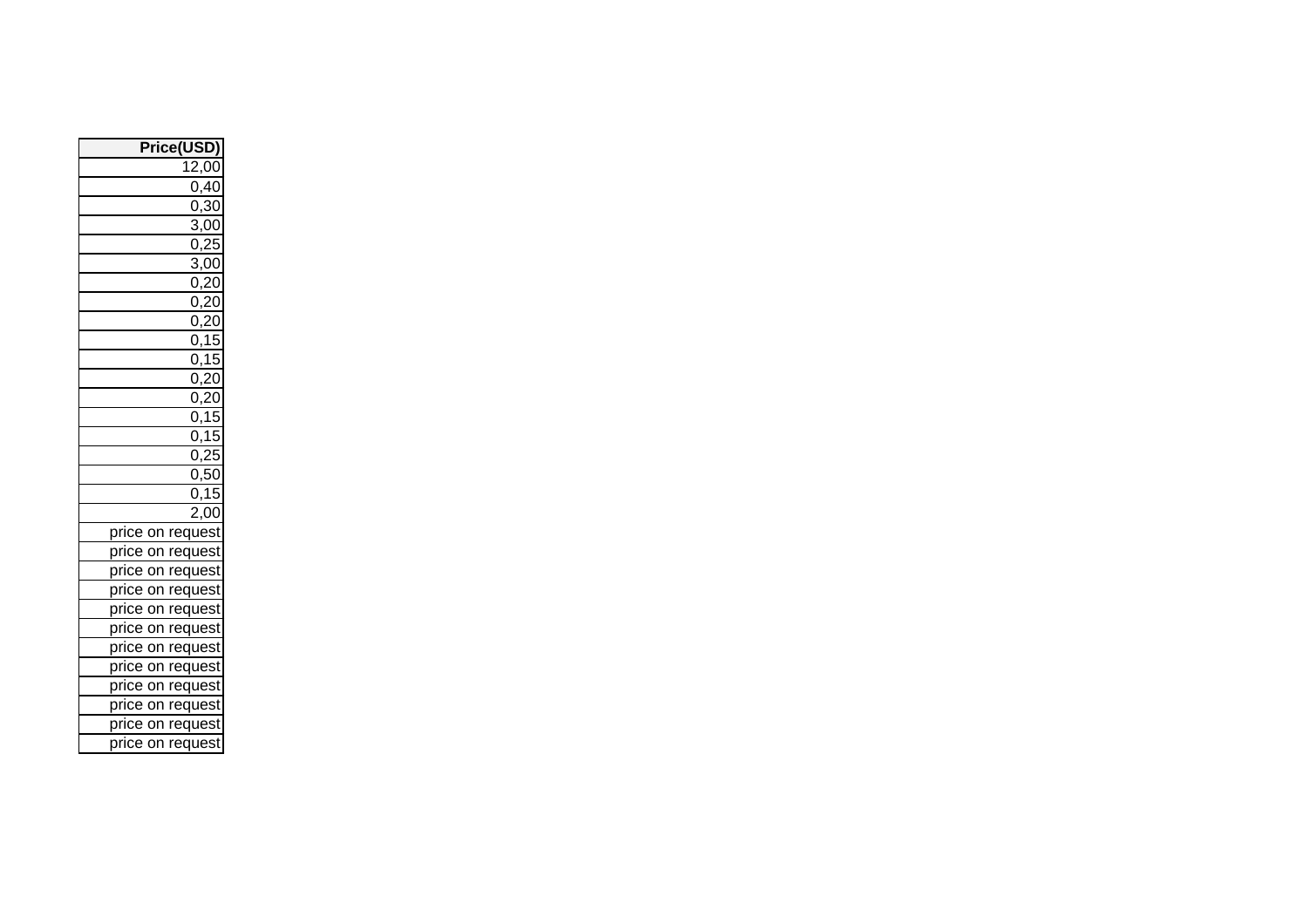| Price(USD) |
| --- |
| 12,00 |
| 0,40 |
| 0,30 |
| 3,00 |
| 0,25 |
| 3,00 |
| 0,20 |
| 0,20 |
| 0,20 |
| 0,15 |
| 0,15 |
| 0,20 |
| 0,20 |
| 0,15 |
| 0,15 |
| 0,25 |
| 0,50 |
| 0,15 |
| 2,00 |
| price on request |
| price on request |
| price on request |
| price on request |
| price on request |
| price on request |
| price on request |
| price on request |
| price on request |
| price on request |
| price on request |
| price on request |